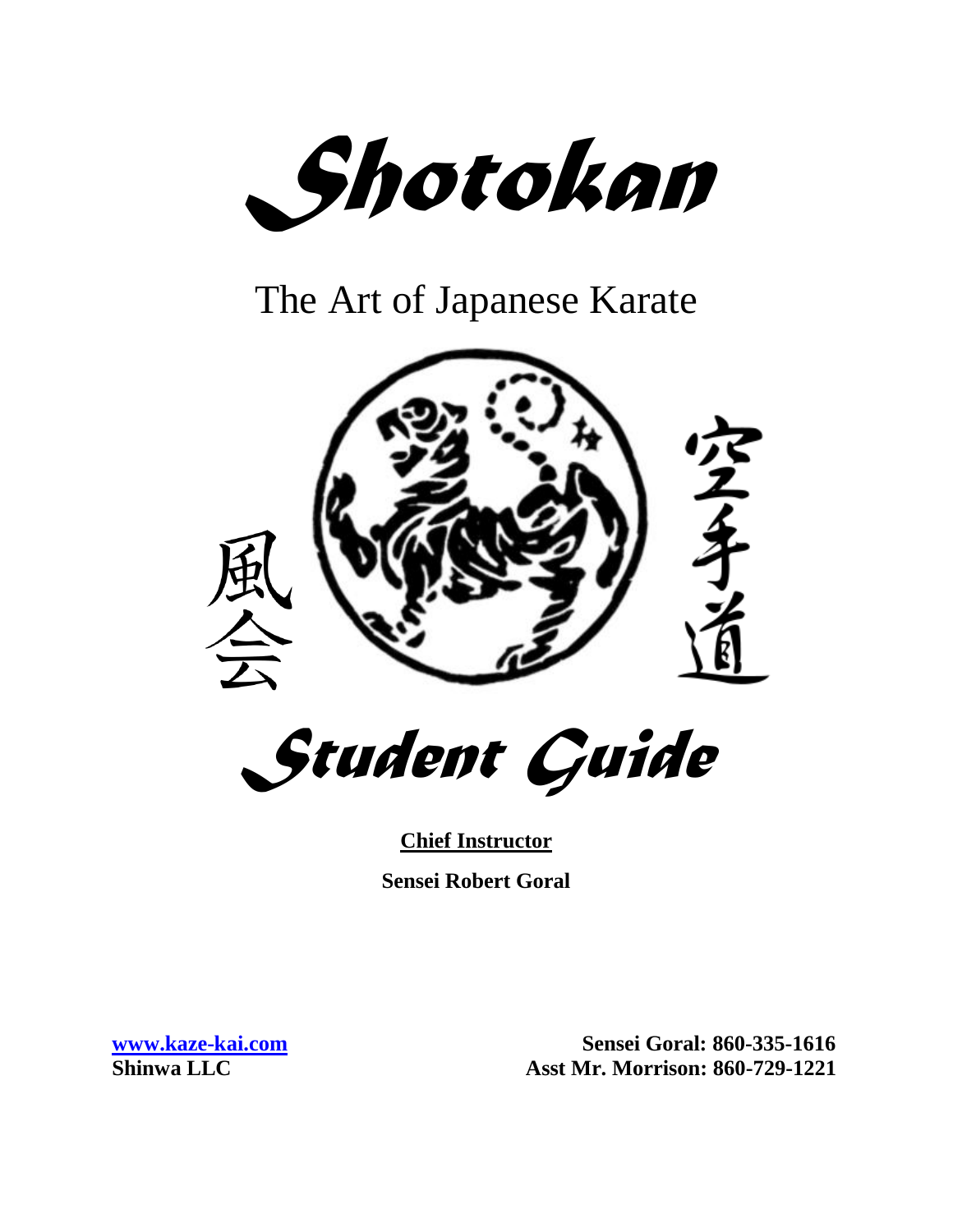# Shotokan

## The Art of Japanese Karate

風会

空手道

# Student Guide

**Chief Instructor**

**Sensei Robert Goral**

[www.kaze-kai.com](http://www.kaze-kai.com)
**Shinwa LLC**

**Sensei Goral: 860-335-1616**
**Asst Mr. Morrison: 860-729-1221**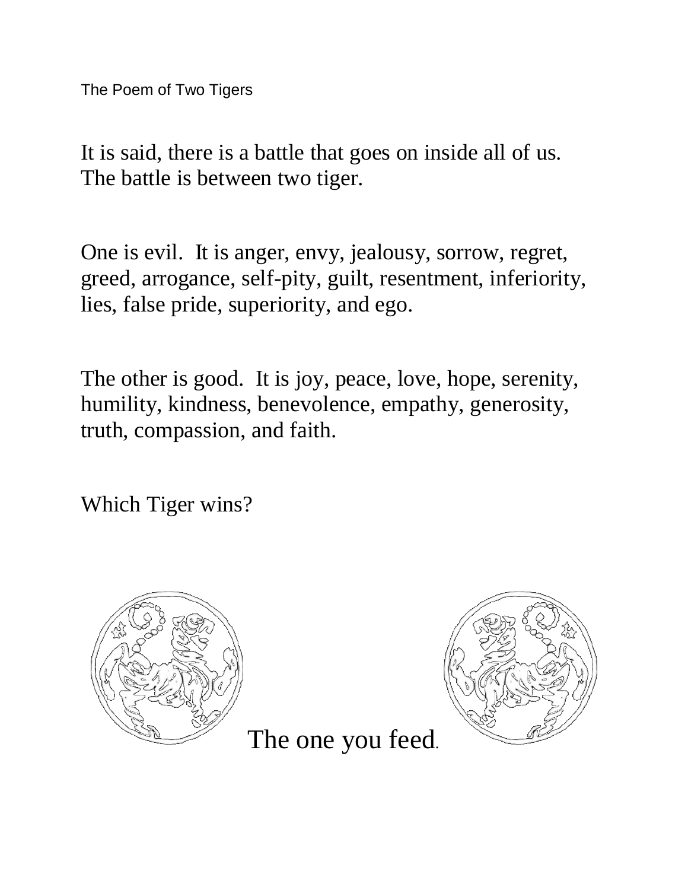The Poem of Two Tigers

It is said, there is a battle that goes on inside all of us.
The battle is between two tiger.

One is evil. It is anger, envy, jealousy, sorrow, regret, greed, arrogance, self-pity, guilt, resentment, inferiority, lies, false pride, superiority, and ego.

The other is good. It is joy, peace, love, hope, serenity, humility, kindness, benevolence, empathy, generosity, truth, compassion, and faith.

Which Tiger wins?

The one you feed.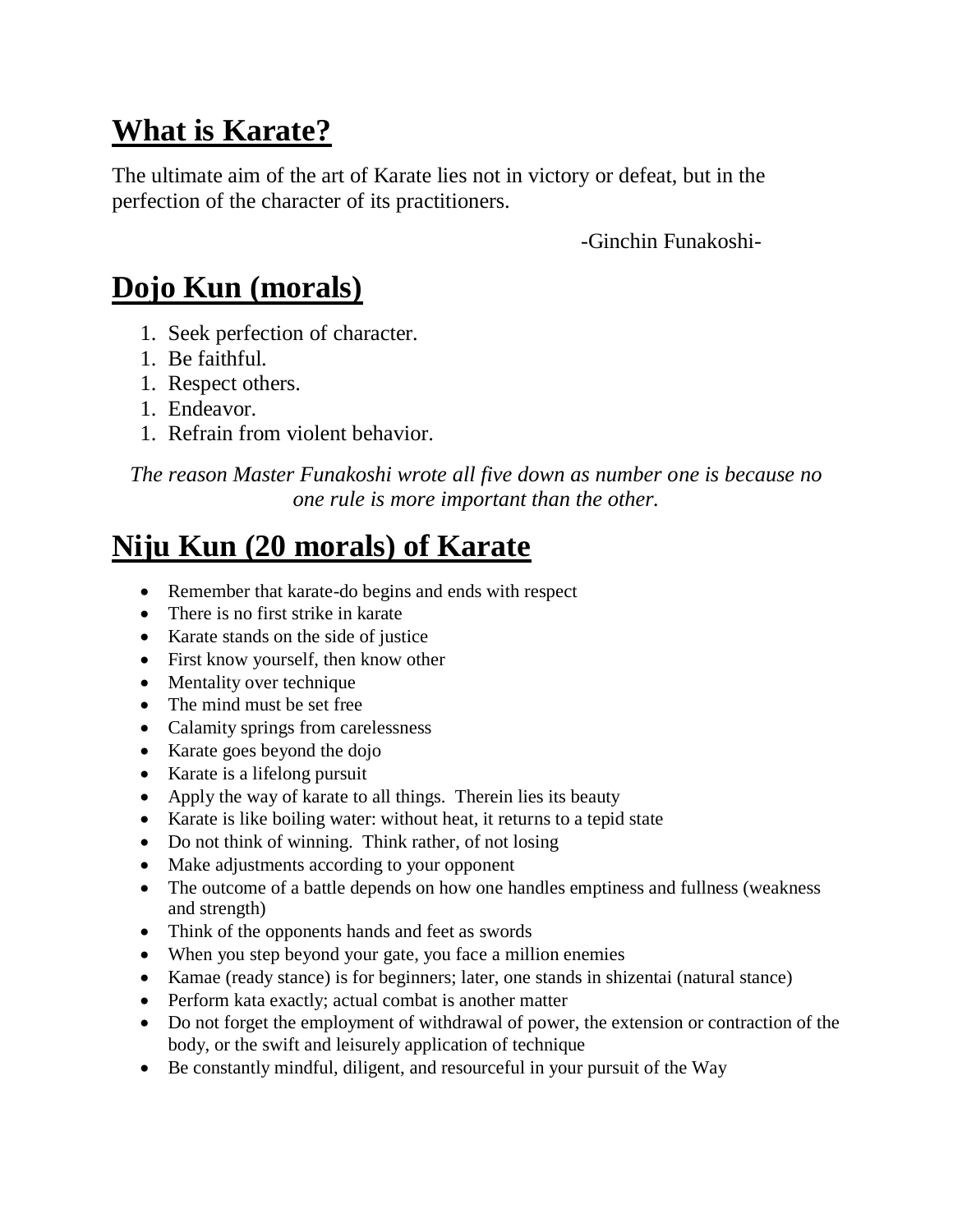## What is Karate?

The ultimate aim of the art of Karate lies not in victory or defeat, but in the perfection of the character of its practitioners.

-Ginchin Funakoshi-

## Dojo Kun (morals)

1. Seek perfection of character.
1. Be faithful.
1. Respect others.
1. Endeavor.
1. Refrain from violent behavior.

*The reason Master Funakoshi wrote all five down as number one is because no one rule is more important than the other.*

## Niju Kun (20 morals) of Karate

- Remember that karate-do begins and ends with respect
- There is no first strike in karate
- Karate stands on the side of justice
- First know yourself, then know other
- Mentality over technique
- The mind must be set free
- Calamity springs from carelessness
- Karate goes beyond the dojo
- Karate is a lifelong pursuit
- Apply the way of karate to all things. Therein lies its beauty
- Karate is like boiling water: without heat, it returns to a tepid state
- Do not think of winning. Think rather, of not losing
- Make adjustments according to your opponent
- The outcome of a battle depends on how one handles emptiness and fullness (weakness and strength)
- Think of the opponents hands and feet as swords
- When you step beyond your gate, you face a million enemies
- Kamae (ready stance) is for beginners; later, one stands in shizentai (natural stance)
- Perform kata exactly; actual combat is another matter
- Do not forget the employment of withdrawal of power, the extension or contraction of the body, or the swift and leisurely application of technique
- Be constantly mindful, diligent, and resourceful in your pursuit of the Way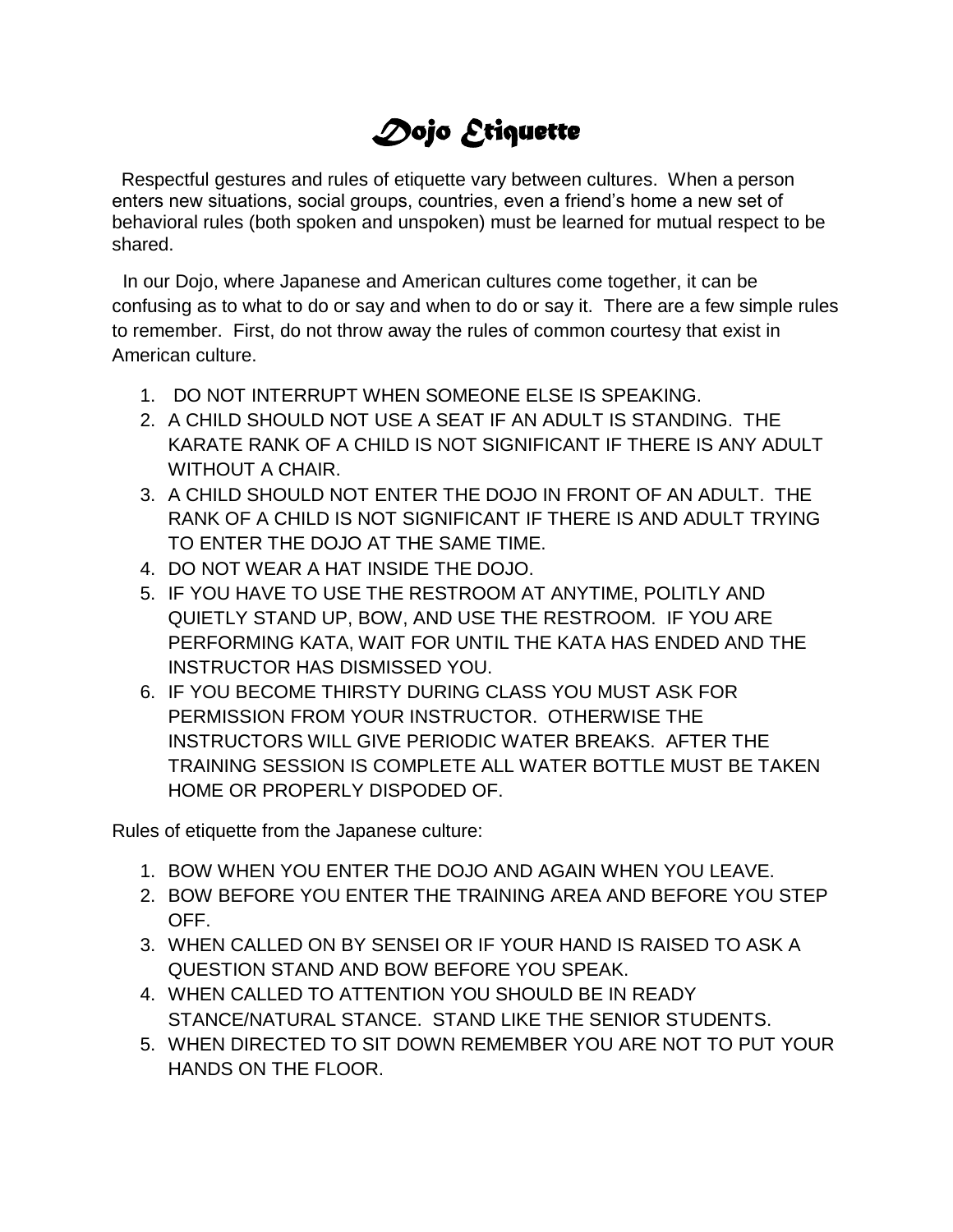# *Dojo Etiquette*

Respectful gestures and rules of etiquette vary between cultures. When a person enters new situations, social groups, countries, even a friend's home a new set of behavioral rules (both spoken and unspoken) must be learned for mutual respect to be shared.

In our Dojo, where Japanese and American cultures come together, it can be confusing as to what to do or say and when to do or say it. There are a few simple rules to remember. First, do not throw away the rules of common courtesy that exist in American culture.

1. DO NOT INTERRUPT WHEN SOMEONE ELSE IS SPEAKING.
2. A CHILD SHOULD NOT USE A SEAT IF AN ADULT IS STANDING. THE KARATE RANK OF A CHILD IS NOT SIGNIFICANT IF THERE IS ANY ADULT WITHOUT A CHAIR.
3. A CHILD SHOULD NOT ENTER THE DOJO IN FRONT OF AN ADULT. THE RANK OF A CHILD IS NOT SIGNIFICANT IF THERE IS AND ADULT TRYING TO ENTER THE DOJO AT THE SAME TIME.
4. DO NOT WEAR A HAT INSIDE THE DOJO.
5. IF YOU HAVE TO USE THE RESTROOM AT ANYTIME, POLITLY AND QUIETLY STAND UP, BOW, AND USE THE RESTROOM. IF YOU ARE PERFORMING KATA, WAIT FOR UNTIL THE KATA HAS ENDED AND THE INSTRUCTOR HAS DISMISSED YOU.
6. IF YOU BECOME THIRSTY DURING CLASS YOU MUST ASK FOR PERMISSION FROM YOUR INSTRUCTOR. OTHERWISE THE INSTRUCTORS WILL GIVE PERIODIC WATER BREAKS. AFTER THE TRAINING SESSION IS COMPLETE ALL WATER BOTTLE MUST BE TAKEN HOME OR PROPERLY DISPODED OF.

Rules of etiquette from the Japanese culture:

1. BOW WHEN YOU ENTER THE DOJO AND AGAIN WHEN YOU LEAVE.
2. BOW BEFORE YOU ENTER THE TRAINING AREA AND BEFORE YOU STEP OFF.
3. WHEN CALLED ON BY SENSEI OR IF YOUR HAND IS RAISED TO ASK A QUESTION STAND AND BOW BEFORE YOU SPEAK.
4. WHEN CALLED TO ATTENTION YOU SHOULD BE IN READY STANCE/NATURAL STANCE. STAND LIKE THE SENIOR STUDENTS.
5. WHEN DIRECTED TO SIT DOWN REMEMBER YOU ARE NOT TO PUT YOUR HANDS ON THE FLOOR.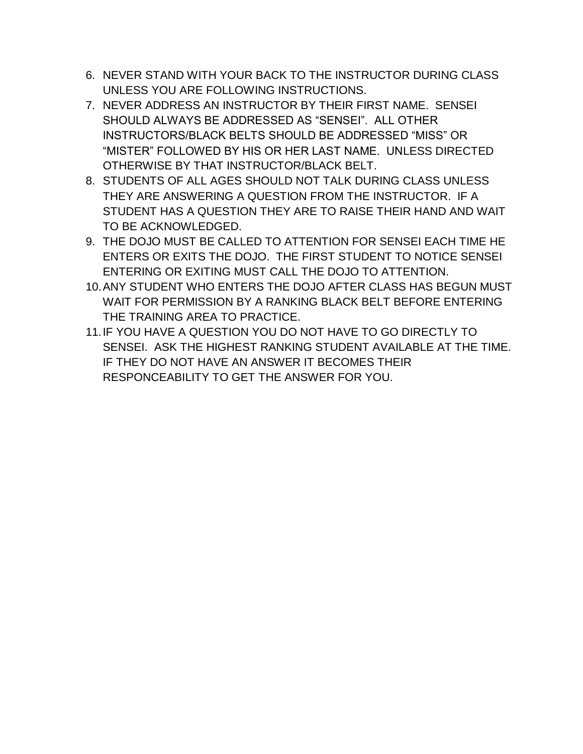6. NEVER STAND WITH YOUR BACK TO THE INSTRUCTOR DURING CLASS UNLESS YOU ARE FOLLOWING INSTRUCTIONS.
7. NEVER ADDRESS AN INSTRUCTOR BY THEIR FIRST NAME. SENSEI SHOULD ALWAYS BE ADDRESSED AS “SENSEI”. ALL OTHER INSTRUCTORS/BLACK BELTS SHOULD BE ADDRESSED “MISS” OR “MISTER” FOLLOWED BY HIS OR HER LAST NAME. UNLESS DIRECTED OTHERWISE BY THAT INSTRUCTOR/BLACK BELT.
8. STUDENTS OF ALL AGES SHOULD NOT TALK DURING CLASS UNLESS THEY ARE ANSWERING A QUESTION FROM THE INSTRUCTOR. IF A STUDENT HAS A QUESTION THEY ARE TO RAISE THEIR HAND AND WAIT TO BE ACKNOWLEDGED.
9. THE DOJO MUST BE CALLED TO ATTENTION FOR SENSEI EACH TIME HE ENTERS OR EXITS THE DOJO. THE FIRST STUDENT TO NOTICE SENSEI ENTERING OR EXITING MUST CALL THE DOJO TO ATTENTION.
10. ANY STUDENT WHO ENTERS THE DOJO AFTER CLASS HAS BEGUN MUST WAIT FOR PERMISSION BY A RANKING BLACK BELT BEFORE ENTERING THE TRAINING AREA TO PRACTICE.
11. IF YOU HAVE A QUESTION YOU DO NOT HAVE TO GO DIRECTLY TO SENSEI. ASK THE HIGHEST RANKING STUDENT AVAILABLE AT THE TIME. IF THEY DO NOT HAVE AN ANSWER IT BECOMES THEIR RESPONCEABILITY TO GET THE ANSWER FOR YOU.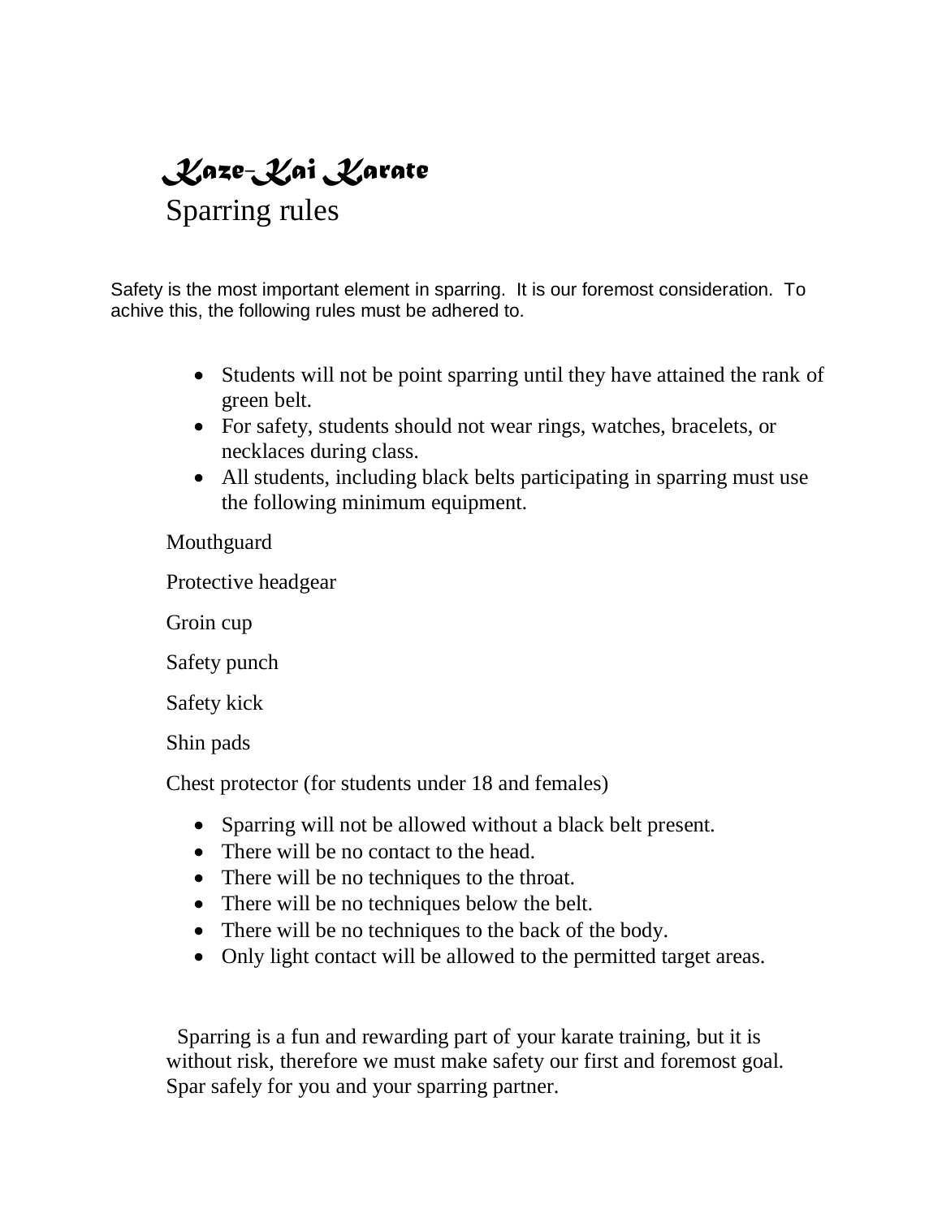# *Kaze-Kai Karate*

## Sparring rules

Safety is the most important element in sparring. It is our foremost consideration. To achive this, the following rules must be adhered to.

- Students will not be point sparring until they have attained the rank of green belt.
- For safety, students should not wear rings, watches, bracelets, or necklaces during class.
- All students, including black belts participating in sparring must use the following minimum equipment.

Mouthguard

Protective headgear

Groin cup

Safety punch

Safety kick

Shin pads

Chest protector (for students under 18 and females)

- Sparring will not be allowed without a black belt present.
- There will be no contact to the head.
- There will be no techniques to the throat.
- There will be no techniques below the belt.
- There will be no techniques to the back of the body.
- Only light contact will be allowed to the permitted target areas.

Sparring is a fun and rewarding part of your karate training, but it is without risk, therefore we must make safety our first and foremost goal. Spar safely for you and your sparring partner.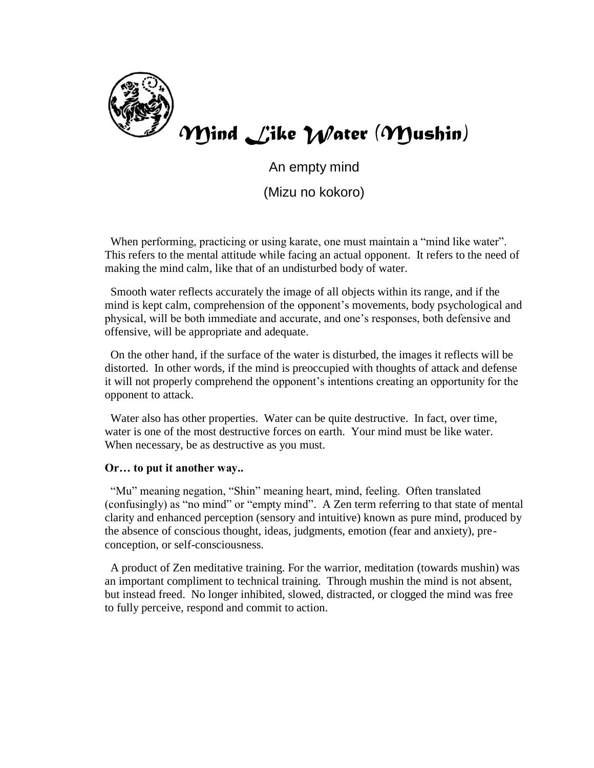# Mind Like Water (Mushin)

An empty mind

(Mizu no kokoro)

When performing, practicing or using karate, one must maintain a "mind like water". This refers to the mental attitude while facing an actual opponent. It refers to the need of making the mind calm, like that of an undisturbed body of water.

Smooth water reflects accurately the image of all objects within its range, and if the mind is kept calm, comprehension of the opponent's movements, body psychological and physical, will be both immediate and accurate, and one's responses, both defensive and offensive, will be appropriate and adequate.

On the other hand, if the surface of the water is disturbed, the images it reflects will be distorted. In other words, if the mind is preoccupied with thoughts of attack and defense it will not properly comprehend the opponent's intentions creating an opportunity for the opponent to attack.

Water also has other properties. Water can be quite destructive. In fact, over time, water is one of the most destructive forces on earth. Your mind must be like water. When necessary, be as destructive as you must.

**Or… to put it another way..**

"Mu" meaning negation, "Shin" meaning heart, mind, feeling. Often translated (confusingly) as "no mind" or "empty mind". A Zen term referring to that state of mental clarity and enhanced perception (sensory and intuitive) known as pure mind, produced by the absence of conscious thought, ideas, judgments, emotion (fear and anxiety), pre-conception, or self-consciousness.

A product of Zen meditative training. For the warrior, meditation (towards mushin) was an important compliment to technical training. Through mushin the mind is not absent, but instead freed. No longer inhibited, slowed, distracted, or clogged the mind was free to fully perceive, respond and commit to action.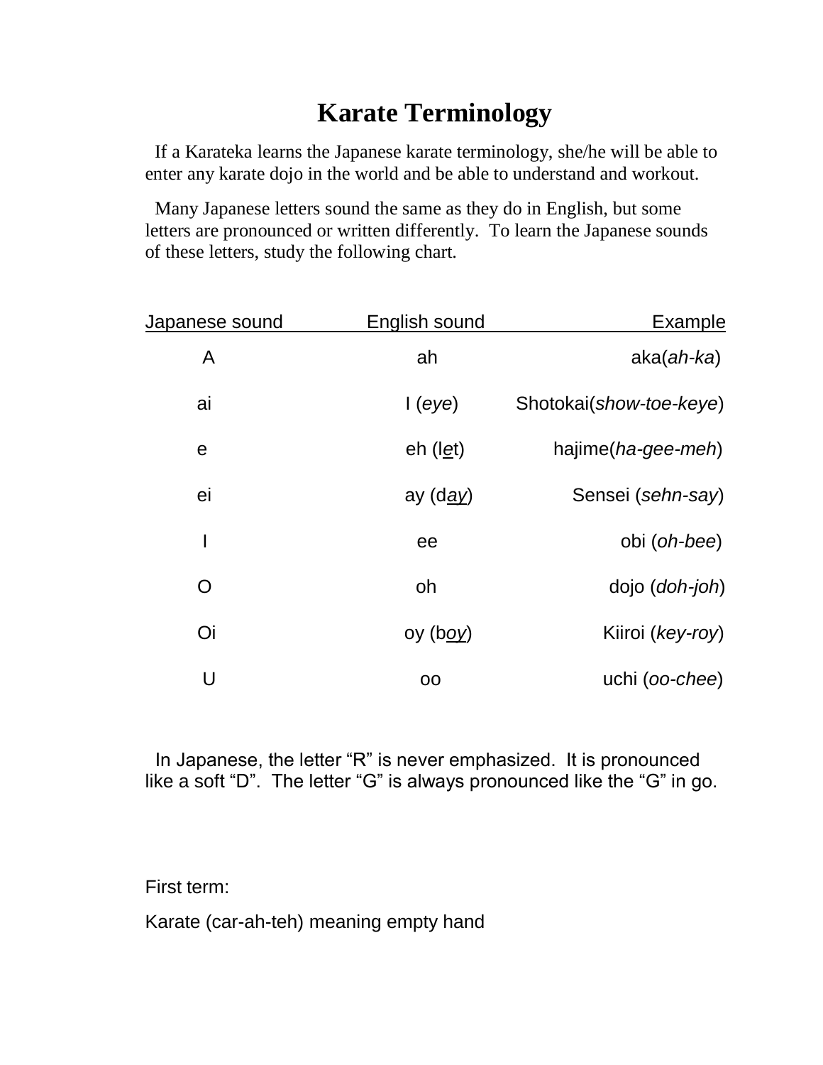# Karate Terminology

If a Karateka learns the Japanese karate terminology, she/he will be able to enter any karate dojo in the world and be able to understand and workout.

Many Japanese letters sound the same as they do in English, but some letters are pronounced or written differently. To learn the Japanese sounds of these letters, study the following chart.

| Japanese sound | English sound | Example |
|---|---|---|
| A | ah | aka(*ah-ka*) |
| ai | I (*eye*) | Shotokai(*show-toe-keye*) |
| e | eh (l<u>e</u>t) | hajime(*ha-gee-meh*) |
| ei | ay (d*<u>ay</u>*) | Sensei (*sehn-say*) |
| I | ee | obi (*oh-bee*) |
| O | oh | dojo (*doh-joh*) |
| Oi | oy (b*<u>oy</u>*) | Kiiroi (*key-roy*) |
| U | oo | uchi (*oo-chee*) |

In Japanese, the letter "R" is never emphasized. It is pronounced like a soft "D". The letter "G" is always pronounced like the "G" in go.

First term:

Karate (car-ah-teh) meaning empty hand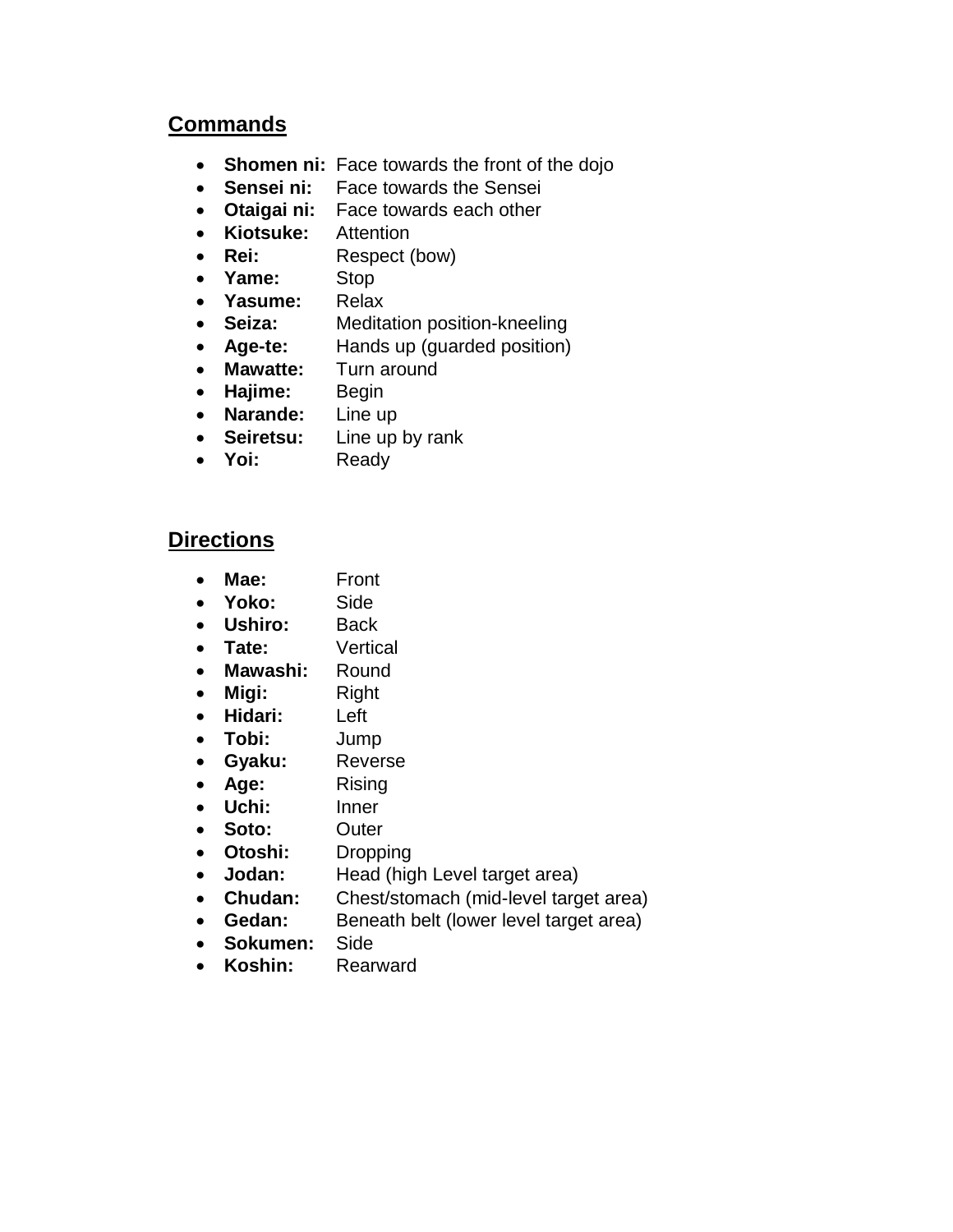## Commands

- **Shomen ni:** Face towards the front of the dojo
- **Sensei ni:** Face towards the Sensei
- **Otaigai ni:** Face towards each other
- **Kiotsuke:** Attention
- **Rei:** Respect (bow)
- **Yame:** Stop
- **Yasume:** Relax
- **Seiza:** Meditation position-kneeling
- **Age-te:** Hands up (guarded position)
- **Mawatte:** Turn around
- **Hajime:** Begin
- **Narande:** Line up
- **Seiretsu:** Line up by rank
- **Yoi:** Ready

## Directions

- **Mae:** Front
- **Yoko:** Side
- **Ushiro:** Back
- **Tate:** Vertical
- **Mawashi:** Round
- **Migi:** Right
- **Hidari:** Left
- **Tobi:** Jump
- **Gyaku:** Reverse
- **Age:** Rising
- **Uchi:** Inner
- **Soto:** Outer
- **Otoshi:** Dropping
- **Jodan:** Head (high Level target area)
- **Chudan:** Chest/stomach (mid-level target area)
- **Gedan:** Beneath belt (lower level target area)
- **Sokumen:** Side
- **Koshin:** Rearward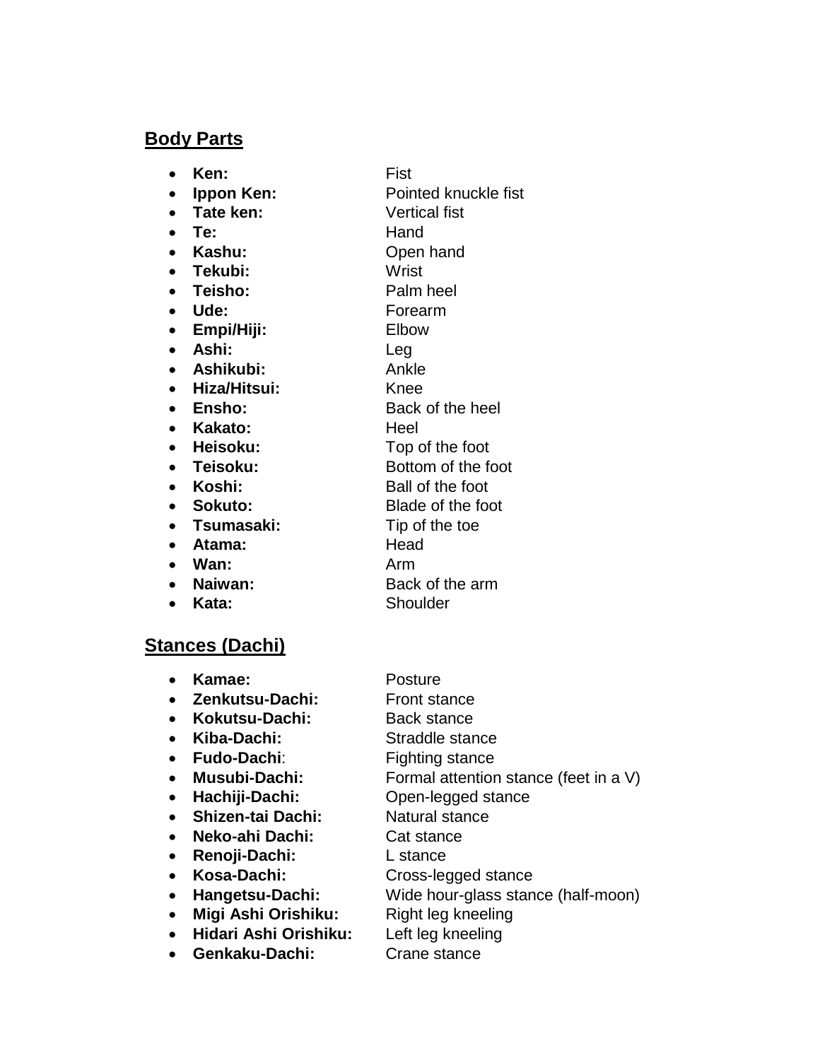## Body Parts

- **Ken:** Fist
- **Ippon Ken:** Pointed knuckle fist
- **Tate ken:** Vertical fist
- **Te:** Hand
- **Kashu:** Open hand
- **Tekubi:** Wrist
- **Teisho:** Palm heel
- **Ude:** Forearm
- **Empi/Hiji:** Elbow
- **Ashi:** Leg
- **Ashikubi:** Ankle
- **Hiza/Hitsui:** Knee
- **Ensho:** Back of the heel
- **Kakato:** Heel
- **Heisoku:** Top of the foot
- **Teisoku:** Bottom of the foot
- **Koshi:** Ball of the foot
- **Sokuto:** Blade of the foot
- **Tsumasaki:** Tip of the toe
- **Atama:** Head
- **Wan:** Arm
- **Naiwan:** Back of the arm
- **Kata:** Shoulder

## Stances (Dachi)

- **Kamae:** Posture
- **Zenkutsu-Dachi:** Front stance
- **Kokutsu-Dachi:** Back stance
- **Kiba-Dachi:** Straddle stance
- **Fudo-Dachi**: Fighting stance
- **Musubi-Dachi:** Formal attention stance (feet in a V)
- **Hachiji-Dachi:** Open-legged stance
- **Shizen-tai Dachi:** Natural stance
- **Neko-ahi Dachi:** Cat stance
- **Renoji-Dachi:** L stance
- **Kosa-Dachi:** Cross-legged stance
- **Hangetsu-Dachi:** Wide hour-glass stance (half-moon)
- **Migi Ashi Orishiku:** Right leg kneeling
- **Hidari Ashi Orishiku:** Left leg kneeling
- **Genkaku-Dachi:** Crane stance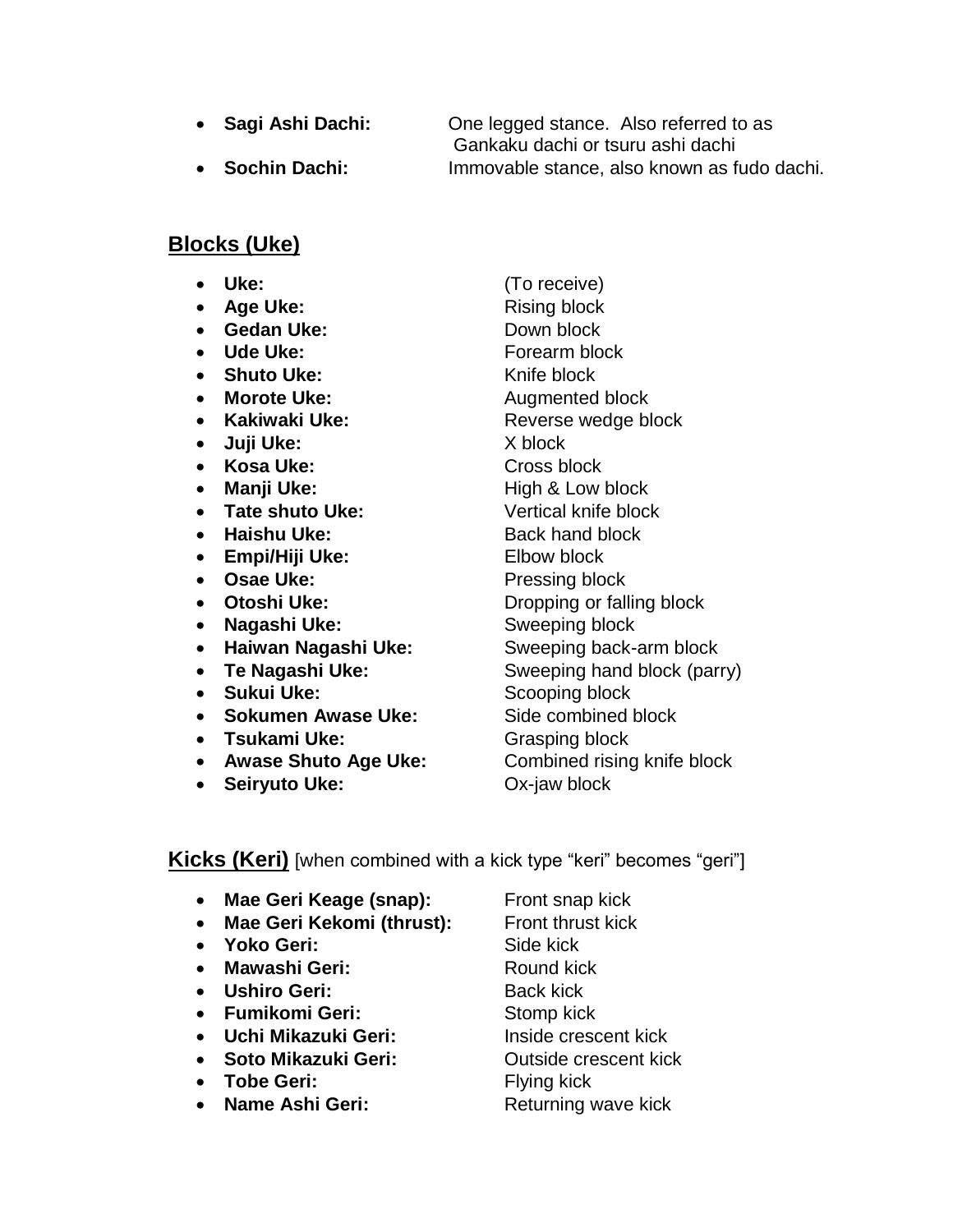- **Sagi Ashi Dachi:** One legged stance. Also referred to as Gankaku dachi or tsuru ashi dachi
- **Sochin Dachi:** Immovable stance, also known as fudo dachi.

## Blocks (Uke)

- **Uke:** (To receive)
- **Age Uke:** Rising block
- **Gedan Uke:** Down block
- **Ude Uke:** Forearm block
- **Shuto Uke:** Knife block
- **Morote Uke:** Augmented block
- **Kakiwaki Uke:** Reverse wedge block
- **Juji Uke:** X block
- **Kosa Uke:** Cross block
- **Manji Uke:** High & Low block
- **Tate shuto Uke:** Vertical knife block
- **Haishu Uke:** Back hand block
- **Empi/Hiji Uke:** Elbow block
- **Osae Uke:** Pressing block
- **Otoshi Uke:** Dropping or falling block
- **Nagashi Uke:** Sweeping block
- **Haiwan Nagashi Uke:** Sweeping back-arm block
- **Te Nagashi Uke:** Sweeping hand block (parry)
- **Sukui Uke:** Scooping block
- **Sokumen Awase Uke:** Side combined block
- **Tsukami Uke:** Grasping block
- **Awase Shuto Age Uke:** Combined rising knife block
- **Seiryuto Uke:** Ox-jaw block

## Kicks (Keri) [when combined with a kick type "keri" becomes "geri"]

- **Mae Geri Keage (snap):** Front snap kick
- **Mae Geri Kekomi (thrust):** Front thrust kick
- **Yoko Geri:** Side kick
- **Mawashi Geri:** Round kick
- **Ushiro Geri:** Back kick
- **Fumikomi Geri:** Stomp kick
- **Uchi Mikazuki Geri:** Inside crescent kick
- **Soto Mikazuki Geri:** Outside crescent kick
- **Tobe Geri:** Flying kick
- **Name Ashi Geri:** Returning wave kick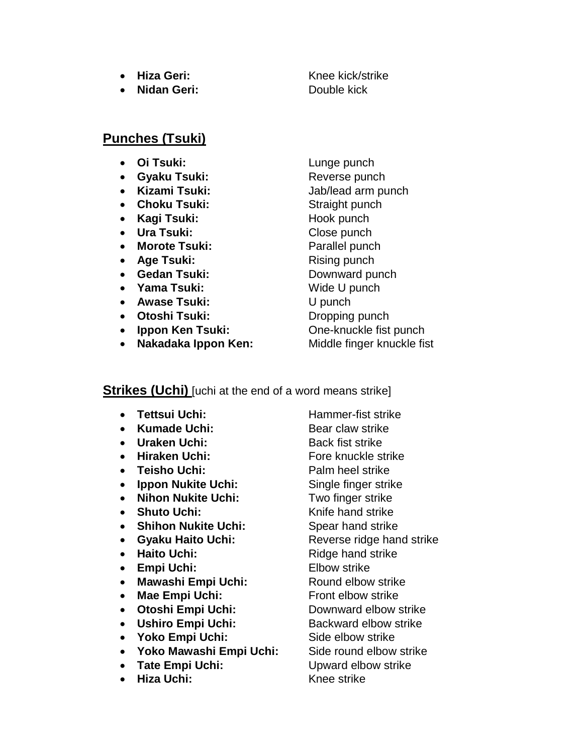- **Hiza Geri:** Knee kick/strike
- **Nidan Geri:** Double kick

## Punches (Tsuki)

- **Oi Tsuki:** Lunge punch
- **Gyaku Tsuki:** Reverse punch
- **Kizami Tsuki:** Jab/lead arm punch
- **Choku Tsuki:** Straight punch
- **Kagi Tsuki:** Hook punch
- **Ura Tsuki:** Close punch
- **Morote Tsuki:** Parallel punch
- **Age Tsuki:** Rising punch
- **Gedan Tsuki:** Downward punch
- **Yama Tsuki:** Wide U punch
- **Awase Tsuki:** U punch
- **Otoshi Tsuki:** Dropping punch
- **Ippon Ken Tsuki:** One-knuckle fist punch
- **Nakadaka Ippon Ken:** Middle finger knuckle fist

## Strikes (Uchi) [uchi at the end of a word means strike]

- **Tettsui Uchi:** Hammer-fist strike
- **Kumade Uchi:** Bear claw strike
- **Uraken Uchi:** Back fist strike
- **Hiraken Uchi:** Fore knuckle strike
- **Teisho Uchi:** Palm heel strike
- **Ippon Nukite Uchi:** Single finger strike
- **Nihon Nukite Uchi:** Two finger strike
- **Shuto Uchi:** Knife hand strike
- **Shihon Nukite Uchi:** Spear hand strike
- **Gyaku Haito Uchi:** Reverse ridge hand strike
- **Haito Uchi:** Ridge hand strike
- **Empi Uchi:** Elbow strike
- **Mawashi Empi Uchi:** Round elbow strike
- **Mae Empi Uchi:** Front elbow strike
- **Otoshi Empi Uchi:** Downward elbow strike
- **Ushiro Empi Uchi:** Backward elbow strike
- **Yoko Empi Uchi:** Side elbow strike
- **Yoko Mawashi Empi Uchi:** Side round elbow strike
- **Tate Empi Uchi:** Upward elbow strike
- **Hiza Uchi:** Knee strike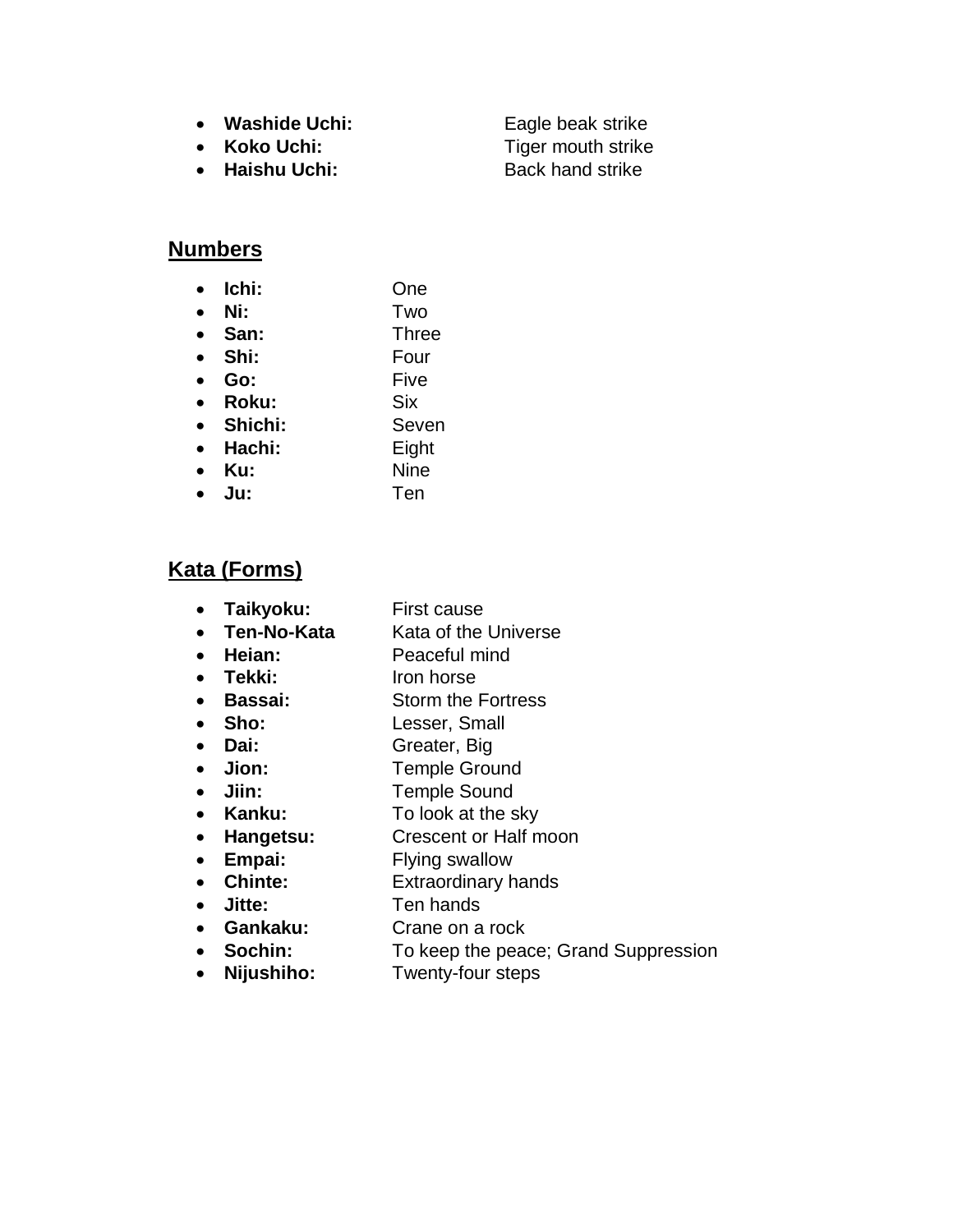- **Washide Uchi:** Eagle beak strike
- **Koko Uchi:** Tiger mouth strike
- **Haishu Uchi:** Back hand strike

## Numbers

- **Ichi:** One
- **Ni:** Two
- **San:** Three
- **Shi:** Four
- **Go:** Five
- **Roku:** Six
- **Shichi:** Seven
- **Hachi:** Eight
- **Ku:** Nine
- **Ju:** Ten

## Kata (Forms)

- **Taikyoku:** First cause
- **Ten-No-Kata** Kata of the Universe
- **Heian:** Peaceful mind
- **Tekki:** Iron horse
- **Bassai:** Storm the Fortress
- **Sho:** Lesser, Small
- **Dai:** Greater, Big
- **Jion:** Temple Ground
- **Jiin:** Temple Sound
- **Kanku:** To look at the sky
- **Hangetsu:** Crescent or Half moon
- **Empai:** Flying swallow
- **Chinte:** Extraordinary hands
- **Jitte:** Ten hands
- **Gankaku:** Crane on a rock
- **Sochin:** To keep the peace; Grand Suppression
- **Nijushiho:** Twenty-four steps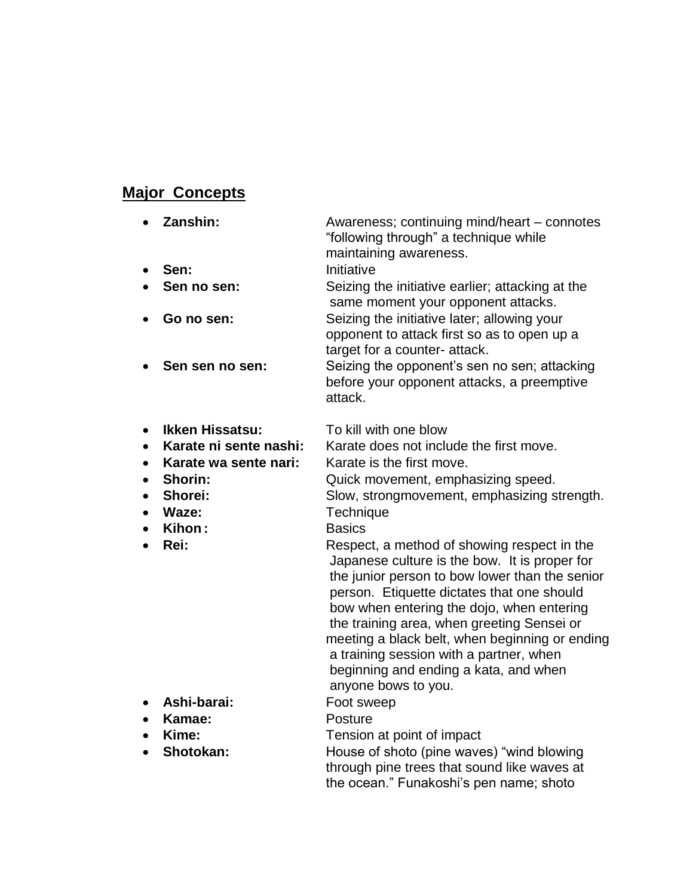## Major Concepts

- **Zanshin:** Awareness; continuing mind/heart – connotes "following through" a technique while maintaining awareness.
- **Sen:** Initiative
- **Sen no sen:** Seizing the initiative earlier; attacking at the same moment your opponent attacks.
- **Go no sen:** Seizing the initiative later; allowing your opponent to attack first so as to open up a target for a counter- attack.
- **Sen sen no sen:** Seizing the opponent's sen no sen; attacking before your opponent attacks, a preemptive attack.

- **Ikken Hissatsu:** To kill with one blow
- **Karate ni sente nashi:** Karate does not include the first move.
- **Karate wa sente nari:** Karate is the first move.
- **Shorin:** Quick movement, emphasizing speed.
- **Shorei:** Slow, strongmovement, emphasizing strength.
- **Waze:** Technique
- **Kihon :** Basics
- **Rei:** Respect, a method of showing respect in the Japanese culture is the bow. It is proper for the junior person to bow lower than the senior person. Etiquette dictates that one should bow when entering the dojo, when entering the training area, when greeting Sensei or meeting a black belt, when beginning or ending a training session with a partner, when beginning and ending a kata, and when anyone bows to you.
- **Ashi-barai:** Foot sweep
- **Kamae:** Posture
- **Kime:** Tension at point of impact
- **Shotokan:** House of shoto (pine waves) "wind blowing through pine trees that sound like waves at the ocean." Funakoshi's pen name; shoto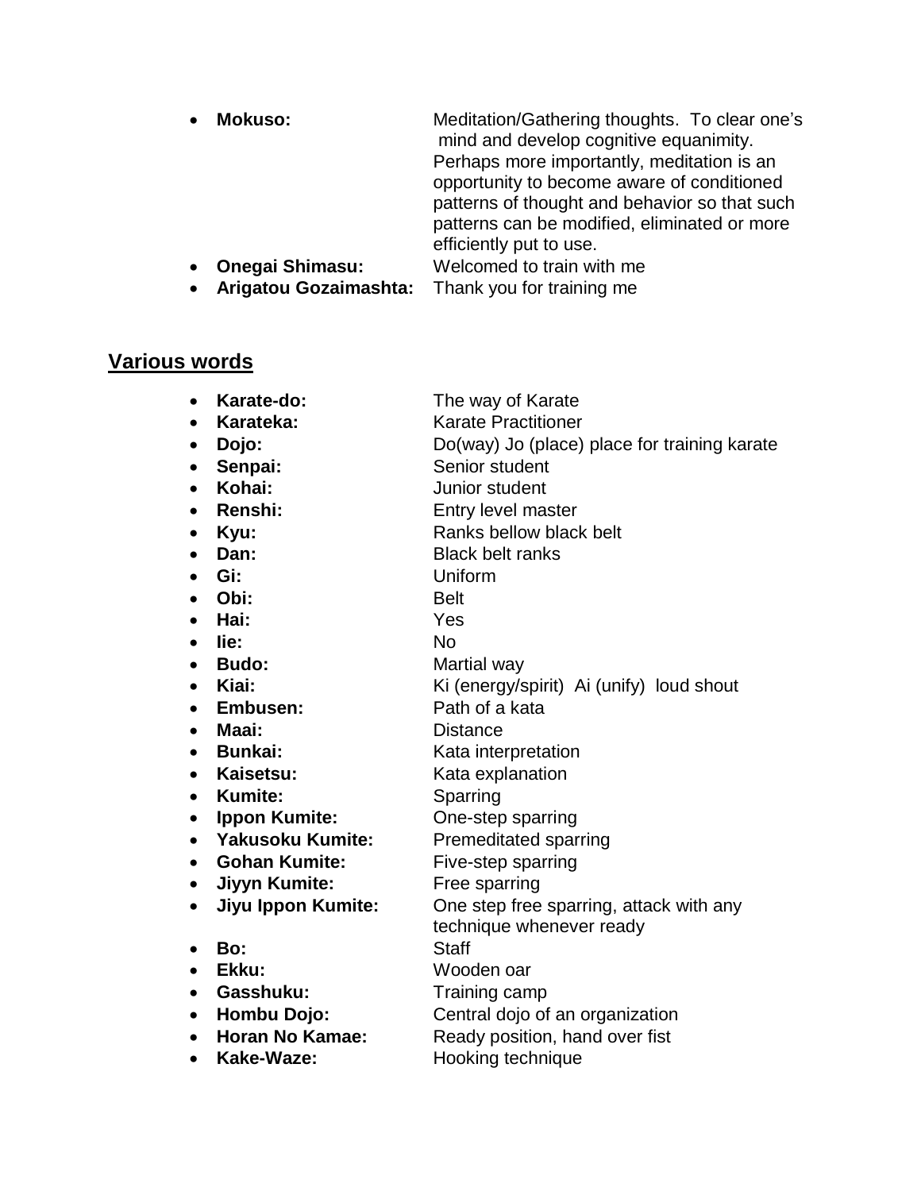- **Mokuso:** Meditation/Gathering thoughts. To clear one's mind and develop cognitive equanimity. Perhaps more importantly, meditation is an opportunity to become aware of conditioned patterns of thought and behavior so that such patterns can be modified, eliminated or more efficiently put to use.
- **Onegai Shimasu:** Welcomed to train with me
- **Arigatou Gozaimashta:** Thank you for training me

## <u>Various words</u>

- **Karate-do:** The way of Karate
- **Karateka:** Karate Practitioner
- **Dojo:** Do(way) Jo (place) place for training karate
- **Senpai:** Senior student
- **Kohai:** Junior student
- **Renshi:** Entry level master
- **Kyu:** Ranks bellow black belt
- **Dan:** Black belt ranks
- **Gi:** Uniform
- **Obi:** Belt
- **Hai:** Yes
- **Iie:** No
- **Budo:** Martial way
- **Kiai:** Ki (energy/spirit) Ai (unify) loud shout
- **Embusen:** Path of a kata
- **Maai:** Distance
- **Bunkai:** Kata interpretation
- **Kaisetsu:** Kata explanation
- **Kumite:** Sparring
- **Ippon Kumite:** One-step sparring
- **Yakusoku Kumite:** Premeditated sparring
- **Gohan Kumite:** Five-step sparring
- **Jiyyn Kumite:** Free sparring
- **Jiyu Ippon Kumite:** One step free sparring, attack with any technique whenever ready
- **Bo:** Staff
- **Ekku:** Wooden oar
- **Gasshuku:** Training camp
- **Hombu Dojo:** Central dojo of an organization
- **Horan No Kamae:** Ready position, hand over fist
- **Kake-Waze:** Hooking technique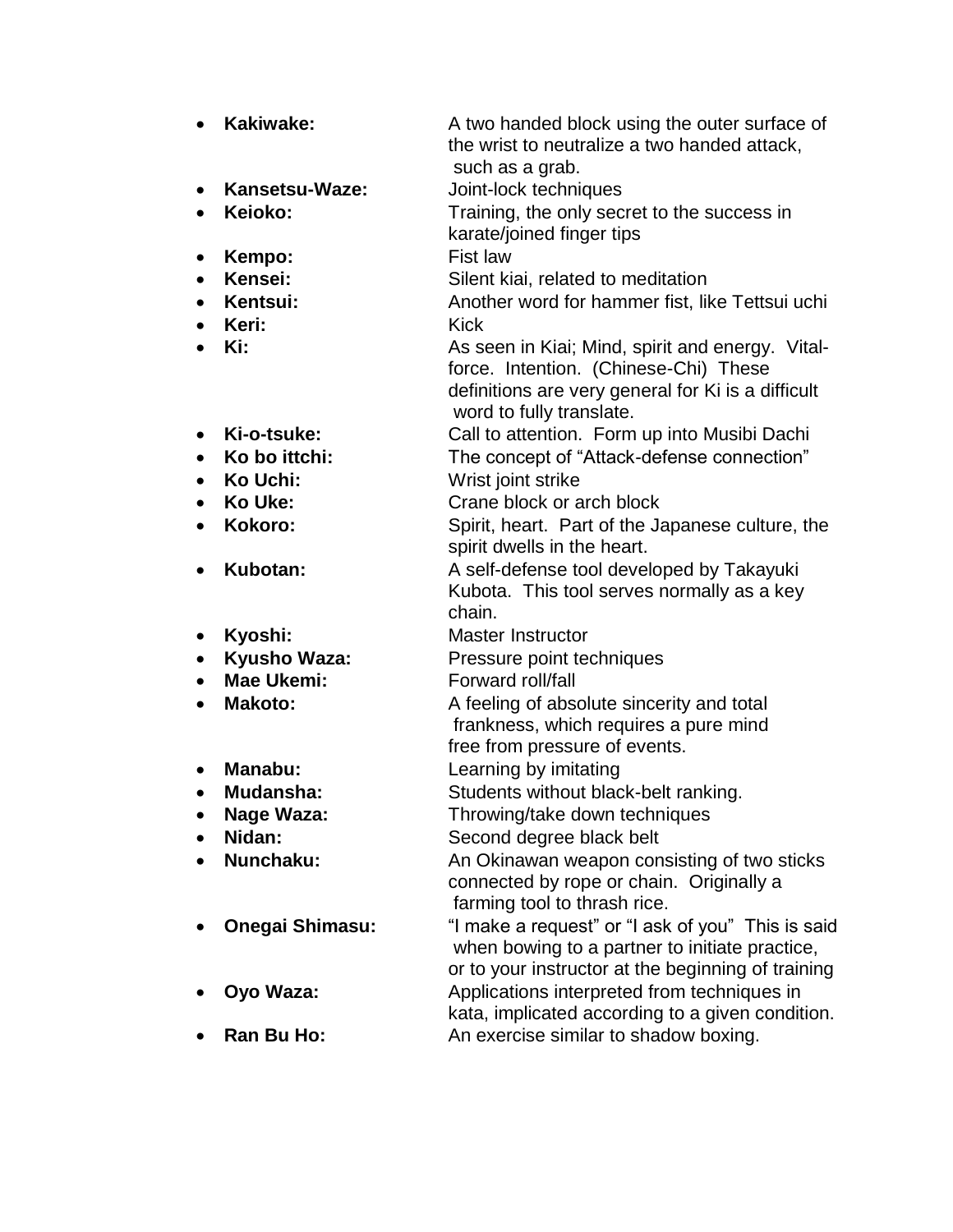- **Kakiwake:** A two handed block using the outer surface of the wrist to neutralize a two handed attack, such as a grab.
- **Kansetsu-Waze:** Joint-lock techniques
- **Keioko:** Training, the only secret to the success in karate/joined finger tips
- **Kempo:** Fist law
- **Kensei:** Silent kiai, related to meditation
- **Kentsui:** Another word for hammer fist, like Tettsui uchi
- **Keri:** Kick
- **Ki:** As seen in Kiai; Mind, spirit and energy. Vital-force. Intention. (Chinese-Chi) These definitions are very general for Ki is a difficult word to fully translate.
- **Ki-o-tsuke:** Call to attention. Form up into Musibi Dachi
- **Ko bo ittchi:** The concept of "Attack-defense connection"
- **Ko Uchi:** Wrist joint strike
- **Ko Uke:** Crane block or arch block
- **Kokoro:** Spirit, heart. Part of the Japanese culture, the spirit dwells in the heart.
- **Kubotan:** A self-defense tool developed by Takayuki Kubota. This tool serves normally as a key chain.
- **Kyoshi:** Master Instructor
- **Kyusho Waza:** Pressure point techniques
- **Mae Ukemi:** Forward roll/fall
- **Makoto:** A feeling of absolute sincerity and total frankness, which requires a pure mind free from pressure of events.
- **Manabu:** Learning by imitating
- **Mudansha:** Students without black-belt ranking.
- **Nage Waza:** Throwing/take down techniques
- **Nidan:** Second degree black belt
- **Nunchaku:** An Okinawan weapon consisting of two sticks connected by rope or chain. Originally a farming tool to thrash rice.
- **Onegai Shimasu:** "I make a request" or "I ask of you" This is said when bowing to a partner to initiate practice, or to your instructor at the beginning of training
- **Oyo Waza:** Applications interpreted from techniques in kata, implicated according to a given condition.
- **Ran Bu Ho:** An exercise similar to shadow boxing.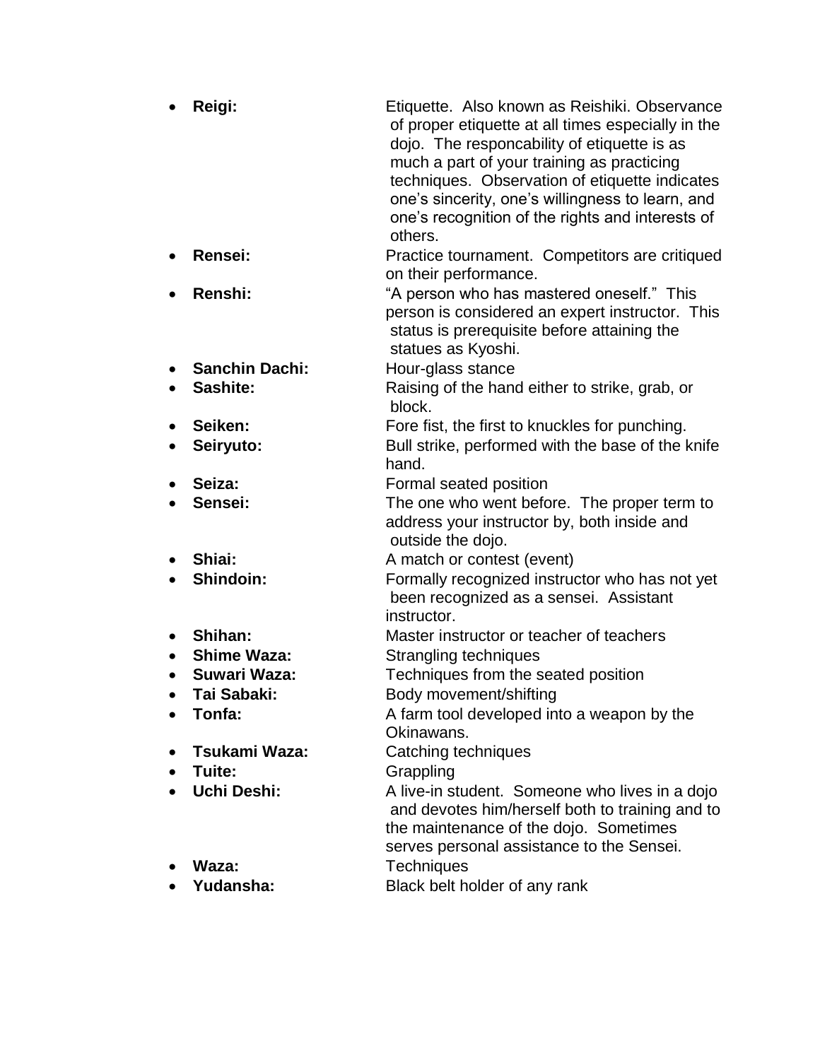- **Reigi:** Etiquette. Also known as Reishiki. Observance of proper etiquette at all times especially in the dojo. The responcability of etiquette is as much a part of your training as practicing techniques. Observation of etiquette indicates one's sincerity, one's willingness to learn, and one's recognition of the rights and interests of others.
- **Rensei:** Practice tournament. Competitors are critiqued on their performance.
- **Renshi:** "A person who has mastered oneself." This person is considered an expert instructor. This status is prerequisite before attaining the statues as Kyoshi.
- **Sanchin Dachi:** Hour-glass stance
- **Sashite:** Raising of the hand either to strike, grab, or block.
- **Seiken:** Fore fist, the first to knuckles for punching.
- **Seiryuto:** Bull strike, performed with the base of the knife hand.
- **Seiza:** Formal seated position
- **Sensei:** The one who went before. The proper term to address your instructor by, both inside and outside the dojo.
- **Shiai:** A match or contest (event)
- **Shindoin:** Formally recognized instructor who has not yet been recognized as a sensei. Assistant instructor.
- **Shihan:** Master instructor or teacher of teachers
- **Shime Waza:** Strangling techniques
- **Suwari Waza:** Techniques from the seated position
- **Tai Sabaki:** Body movement/shifting
- **Tonfa:** A farm tool developed into a weapon by the Okinawans.
- **Tsukami Waza:** Catching techniques
- **Tuite:** Grappling
- **Uchi Deshi:** A live-in student. Someone who lives in a dojo and devotes him/herself both to training and to the maintenance of the dojo. Sometimes serves personal assistance to the Sensei.
- **Waza:** Techniques
- **Yudansha:** Black belt holder of any rank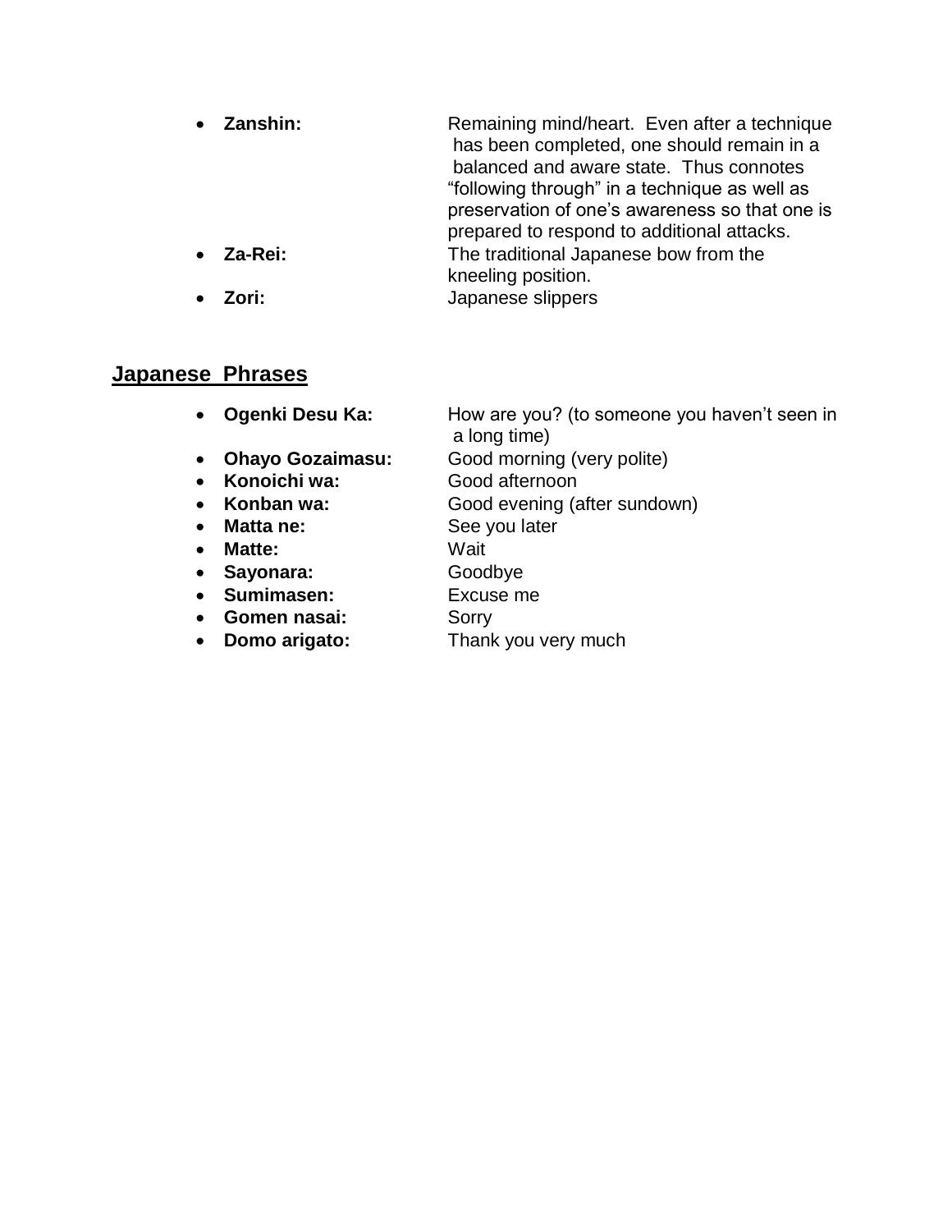- **Zanshin:** Remaining mind/heart. Even after a technique has been completed, one should remain in a balanced and aware state. Thus connotes "following through" in a technique as well as preservation of one's awareness so that one is prepared to respond to additional attacks.
- **Za-Rei:** The traditional Japanese bow from the kneeling position.
- **Zori:** Japanese slippers

## Japanese Phrases

- **Ogenki Desu Ka:** How are you? (to someone you haven't seen in a long time)
- **Ohayo Gozaimasu:** Good morning (very polite)
- **Konoichi wa:** Good afternoon
- **Konban wa:** Good evening (after sundown)
- **Matta ne:** See you later
- **Matte:** Wait
- **Sayonara:** Goodbye
- **Sumimasen:** Excuse me
- **Gomen nasai:** Sorry
- **Domo arigato:** Thank you very much